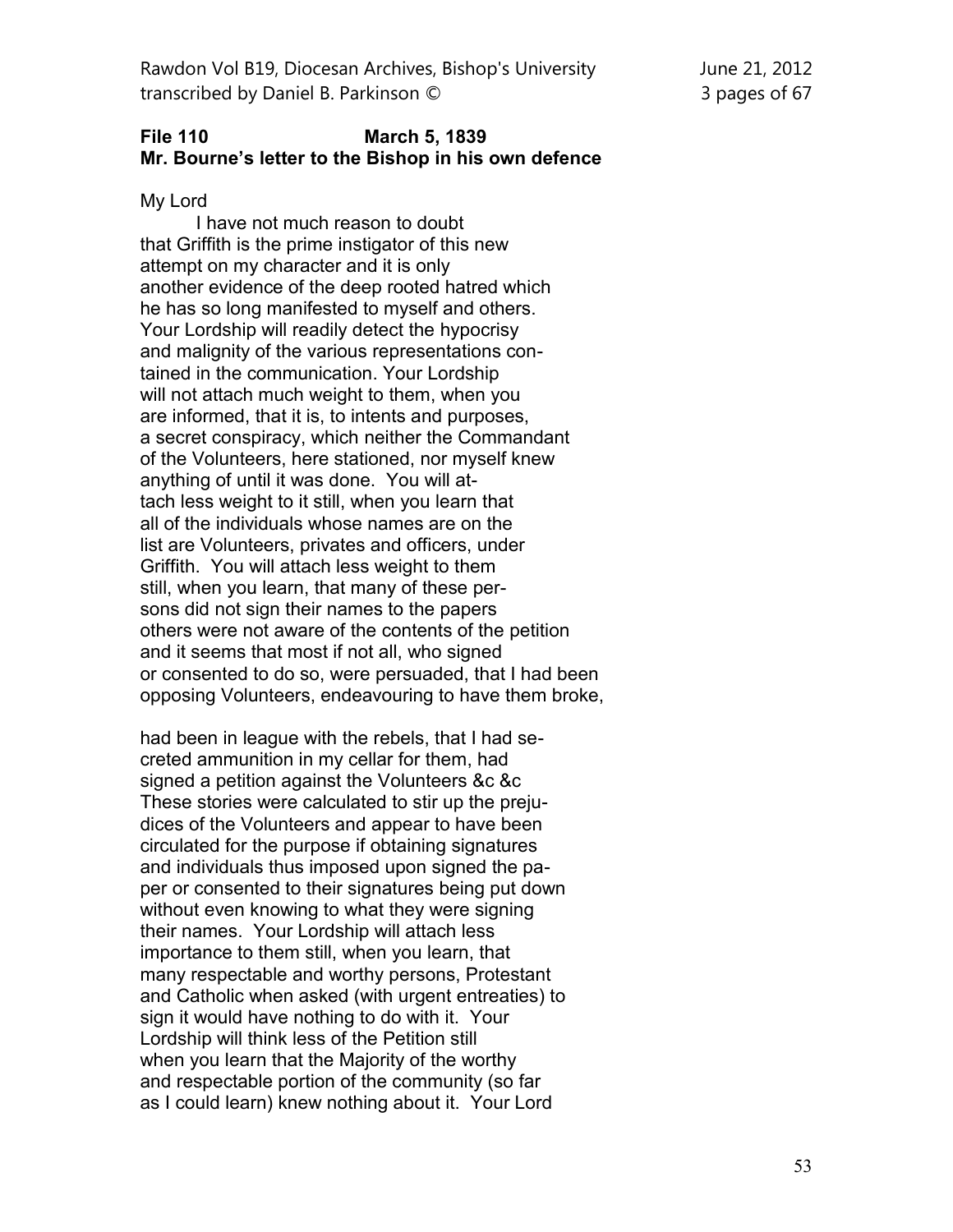**File 110 March 5, 1839**
**Mr. Bourne's letter to the Bishop in his own defence**

My Lord

I have not much reason to doubt that Griffith is the prime instigator of this new attempt on my character and it is only another evidence of the deep rooted hatred which he has so long manifested to myself and others. Your Lordship will readily detect the hypocrisy and malignity of the various representations contained in the communication. Your Lordship will not attach much weight to them, when you are informed, that it is, to intents and purposes, a secret conspiracy, which neither the Commandant of the Volunteers, here stationed, nor myself knew anything of until it was done. You will attach less weight to it still, when you learn that all of the individuals whose names are on the list are Volunteers, privates and officers, under Griffith. You will attach less weight to them still, when you learn, that many of these persons did not sign their names to the papers others were not aware of the contents of the petition and it seems that most if not all, who signed or consented to do so, were persuaded, that I had been opposing Volunteers, endeavouring to have them broke,

had been in league with the rebels, that I had secreted ammunition in my cellar for them, had signed a petition against the Volunteers &c &c These stories were calculated to stir up the prejudices of the Volunteers and appear to have been circulated for the purpose if obtaining signatures and individuals thus imposed upon signed the paper or consented to their signatures being put down without even knowing to what they were signing their names. Your Lordship will attach less importance to them still, when you learn, that many respectable and worthy persons, Protestant and Catholic when asked (with urgent entreaties) to sign it would have nothing to do with it. Your Lordship will think less of the Petition still when you learn that the Majority of the worthy and respectable portion of the community (so far as I could learn) knew nothing about it. Your Lord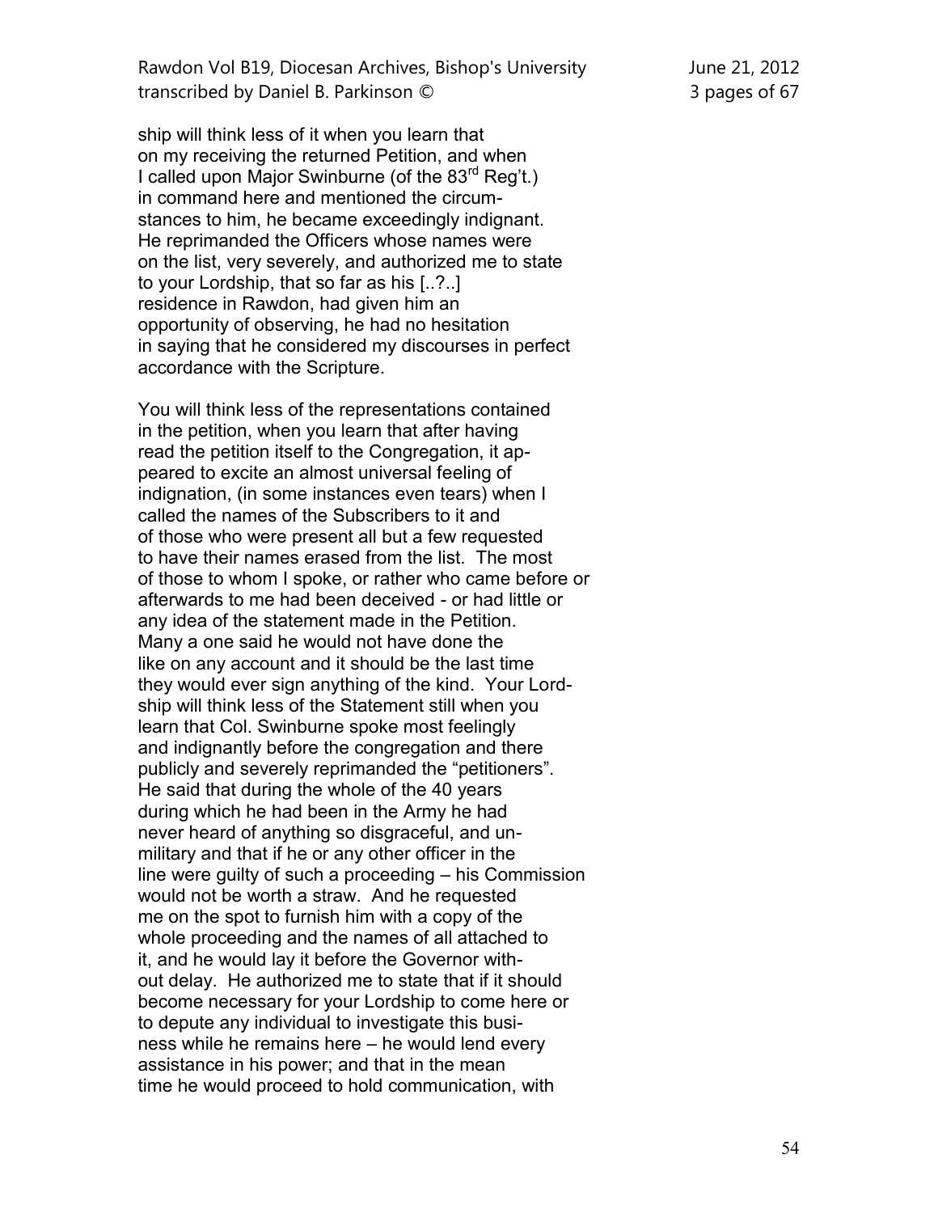ship will think less of it when you learn that on my receiving the returned Petition, and when I called upon Major Swinburne (of the 83rd Reg't.) in command here and mentioned the circumstances to him, he became exceedingly indignant. He reprimanded the Officers whose names were on the list, very severely, and authorized me to state to your Lordship, that so far as his [..?..] residence in Rawdon, had given him an opportunity of observing, he had no hesitation in saying that he considered my discourses in perfect accordance with the Scripture.

You will think less of the representations contained in the petition, when you learn that after having read the petition itself to the Congregation, it appeared to excite an almost universal feeling of indignation, (in some instances even tears) when I called the names of the Subscribers to it and of those who were present all but a few requested to have their names erased from the list. The most of those to whom I spoke, or rather who came before or afterwards to me had been deceived - or had little or any idea of the statement made in the Petition. Many a one said he would not have done the like on any account and it should be the last time they would ever sign anything of the kind. Your Lordship will think less of the Statement still when you learn that Col. Swinburne spoke most feelingly and indignantly before the congregation and there publicly and severely reprimanded the "petitioners". He said that during the whole of the 40 years during which he had been in the Army he had never heard of anything so disgraceful, and unmilitary and that if he or any other officer in the line were guilty of such a proceeding – his Commission would not be worth a straw. And he requested me on the spot to furnish him with a copy of the whole proceeding and the names of all attached to it, and he would lay it before the Governor without delay. He authorized me to state that if it should become necessary for your Lordship to come here or to depute any individual to investigate this business while he remains here – he would lend every assistance in his power; and that in the mean time he would proceed to hold communication, with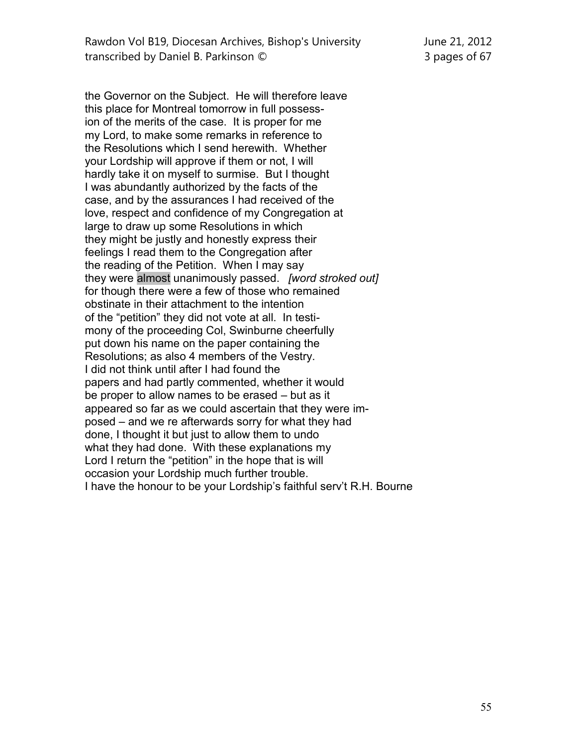the Governor on the Subject. He will therefore leave this place for Montreal tomorrow in full possession of the merits of the case. It is proper for me my Lord, to make some remarks in reference to the Resolutions which I send herewith. Whether your Lordship will approve if them or not, I will hardly take it on myself to surmise. But I thought I was abundantly authorized by the facts of the case, and by the assurances I had received of the love, respect and confidence of my Congregation at large to draw up some Resolutions in which they might be justly and honestly express their feelings I read them to the Congregation after the reading of the Petition. When I may say they were almost unanimously passed. *[word stroked out]* for though there were a few of those who remained obstinate in their attachment to the intention of the "petition" they did not vote at all. In testimony of the proceeding Col, Swinburne cheerfully put down his name on the paper containing the Resolutions; as also 4 members of the Vestry. I did not think until after I had found the papers and had partly commented, whether it would be proper to allow names to be erased – but as it appeared so far as we could ascertain that they were imposed – and we re afterwards sorry for what they had done, I thought it but just to allow them to undo what they had done. With these explanations my Lord I return the "petition" in the hope that is will occasion your Lordship much further trouble.

I have the honour to be your Lordship's faithful serv't R.H. Bourne